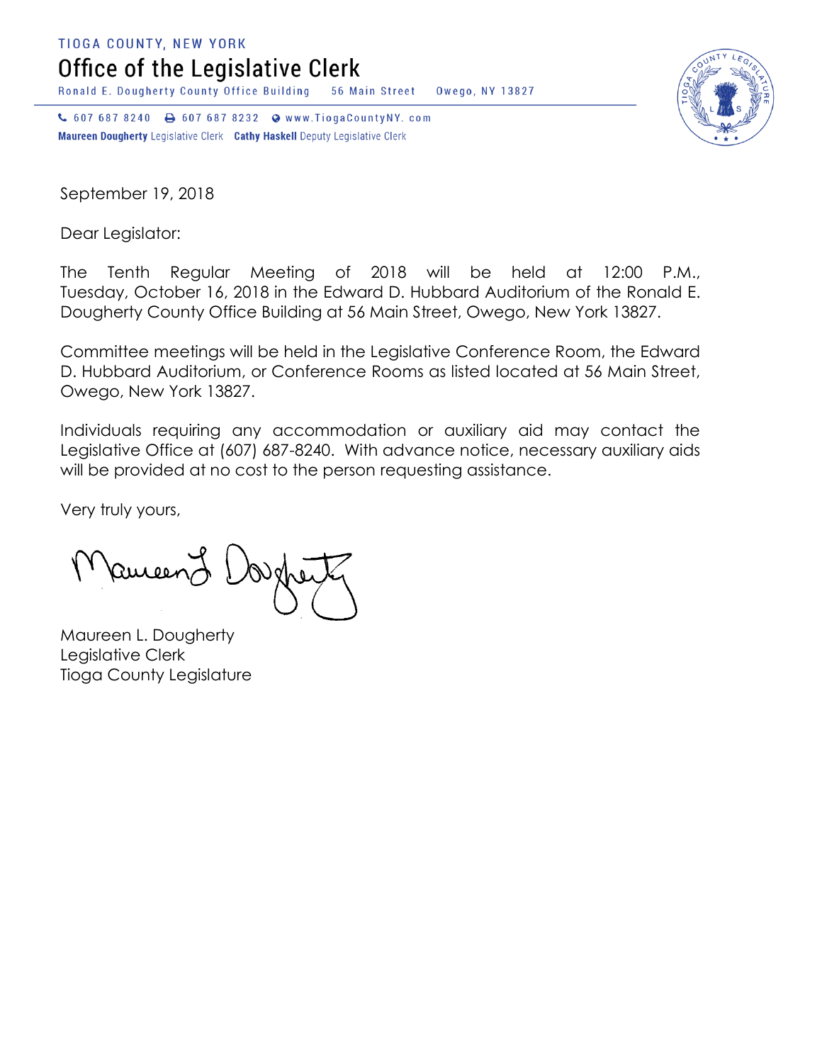TIOGA COUNTY, NEW YORK

# Office of the Legislative Clerk

Ronald E. Dougherty County Office Building   56 Main Street   Owego, NY 13827

607 687 8240   607 687 8232   www.TiogaCountyNY. com

**Maureen Dougherty** Legislative Clerk   **Cathy Haskell** Deputy Legislative Clerk

September 19, 2018

Dear Legislator:

The Tenth Regular Meeting of 2018 will be held at 12:00 P.M., Tuesday, October 16, 2018 in the Edward D. Hubbard Auditorium of the Ronald E. Dougherty County Office Building at 56 Main Street, Owego, New York 13827.

Committee meetings will be held in the Legislative Conference Room, the Edward D. Hubbard Auditorium, or Conference Rooms as listed located at 56 Main Street, Owego, New York 13827.

Individuals requiring any accommodation or auxiliary aid may contact the Legislative Office at (607) 687-8240. With advance notice, necessary auxiliary aids will be provided at no cost to the person requesting assistance.

Very truly yours,

Maureen L. Dougherty
Legislative Clerk
Tioga County Legislature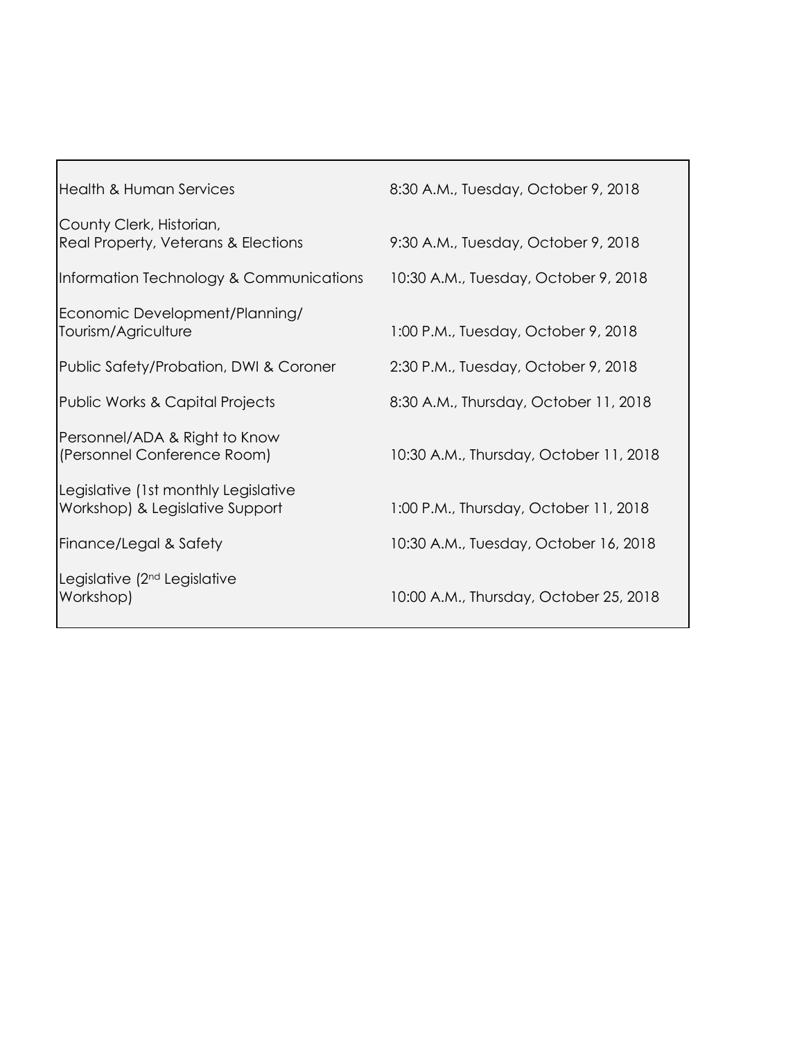| | |
|---|---|
| Health & Human Services | 8:30 A.M., Tuesday, October 9, 2018 |
| County Clerk, Historian, Real Property, Veterans & Elections | 9:30 A.M., Tuesday, October 9, 2018 |
| Information Technology & Communications | 10:30 A.M., Tuesday, October 9, 2018 |
| Economic Development/Planning/ Tourism/Agriculture | 1:00 P.M., Tuesday, October 9, 2018 |
| Public Safety/Probation, DWI & Coroner | 2:30 P.M., Tuesday, October 9, 2018 |
| Public Works & Capital Projects | 8:30 A.M., Thursday, October 11, 2018 |
| Personnel/ADA & Right to Know (Personnel Conference Room) | 10:30 A.M., Thursday, October 11, 2018 |
| Legislative (1st monthly Legislative Workshop) & Legislative Support | 1:00 P.M., Thursday, October 11, 2018 |
| Finance/Legal & Safety | 10:30 A.M., Tuesday, October 16, 2018 |
| Legislative (2nd Legislative Workshop) | 10:00 A.M., Thursday, October 25, 2018 |